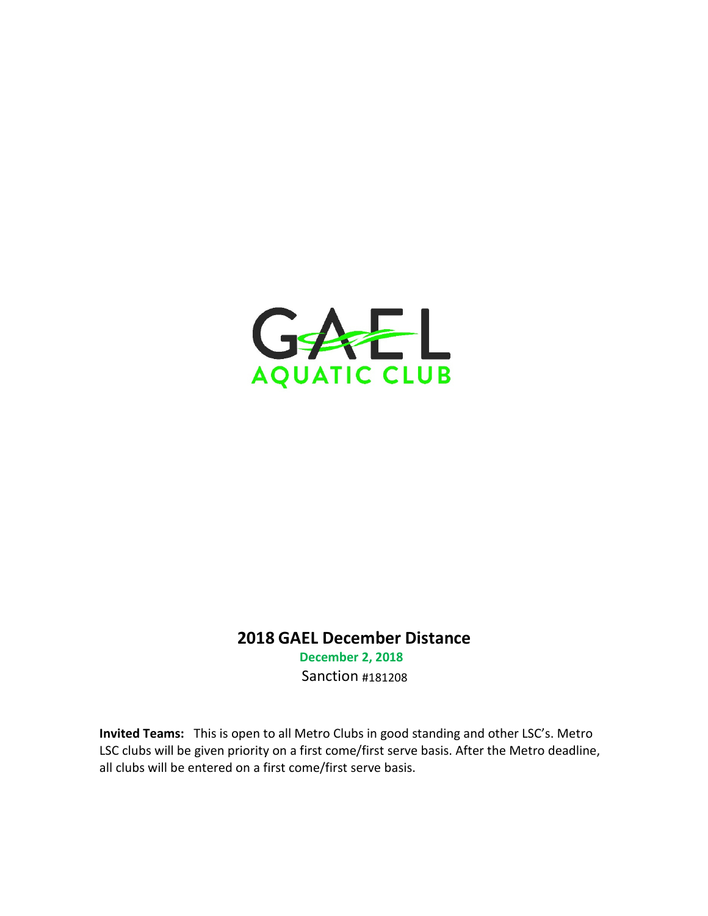GAEL

AQUATIC CLUB

# 2018 GAEL December Distance

**December 2, 2018**

Sanction #181208

**Invited Teams:** This is open to all Metro Clubs in good standing and other LSC's. Metro LSC clubs will be given priority on a first come/first serve basis. After the Metro deadline, all clubs will be entered on a first come/first serve basis.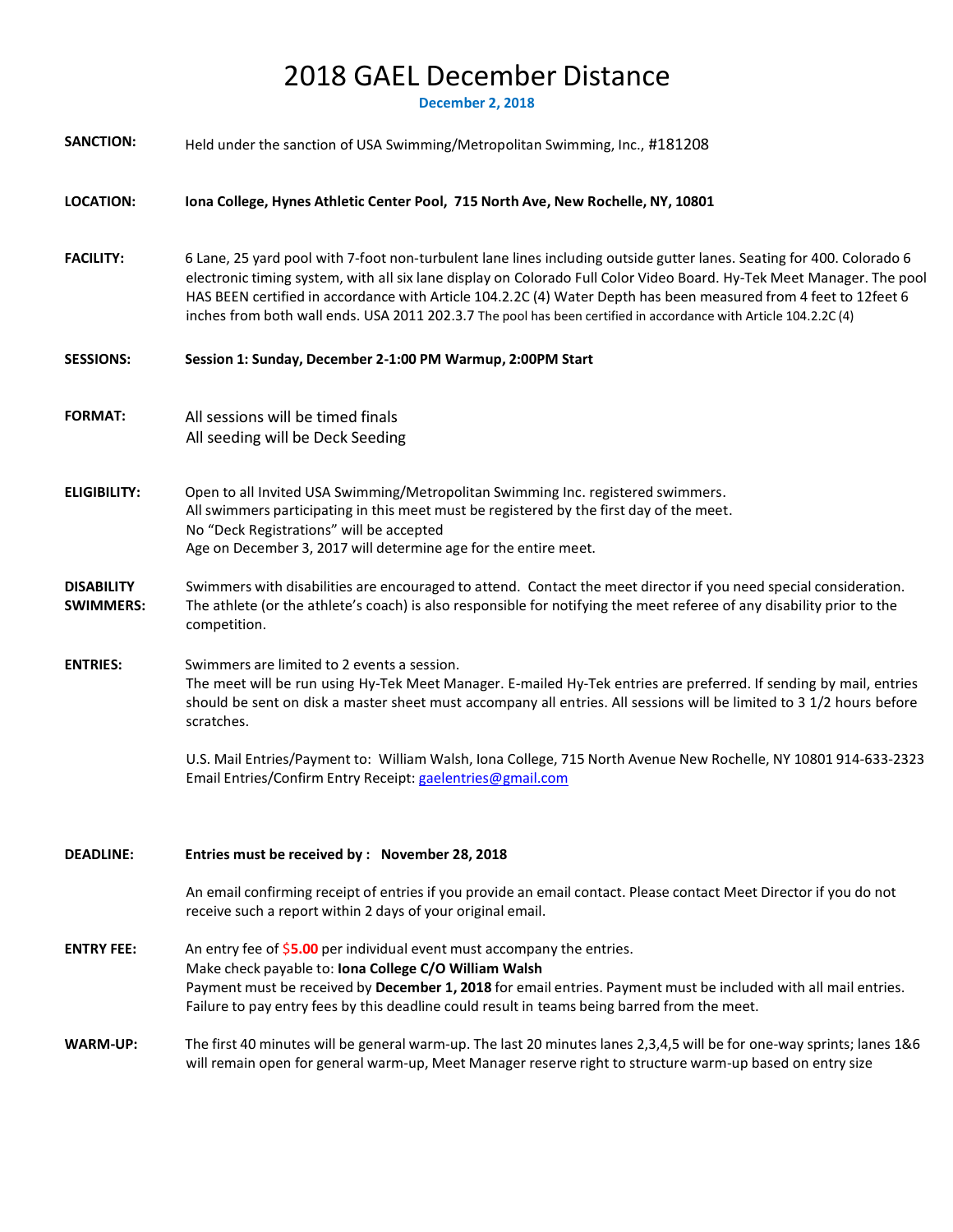# 2018 GAEL December Distance

**December 2, 2018**

**SANCTION:** Held under the sanction of USA Swimming/Metropolitan Swimming, Inc., #181208

**LOCATION:** **Iona College, Hynes Athletic Center Pool, 715 North Ave, New Rochelle, NY, 10801**

**FACILITY:** 6 Lane, 25 yard pool with 7-foot non-turbulent lane lines including outside gutter lanes. Seating for 400. Colorado 6 electronic timing system, with all six lane display on Colorado Full Color Video Board. Hy-Tek Meet Manager. The pool HAS BEEN certified in accordance with Article 104.2.2C (4) Water Depth has been measured from 4 feet to 12feet 6 inches from both wall ends. USA 2011 202.3.7 The pool has been certified in accordance with Article 104.2.2C (4)

**SESSIONS:** **Session 1: Sunday, December 2-1:00 PM Warmup, 2:00PM Start**

**FORMAT:** All sessions will be timed finals
All seeding will be Deck Seeding

**ELIGIBILITY:** Open to all Invited USA Swimming/Metropolitan Swimming Inc. registered swimmers.
All swimmers participating in this meet must be registered by the first day of the meet.
No "Deck Registrations" will be accepted
Age on December 3, 2017 will determine age for the entire meet.

**DISABILITY SWIMMERS:** Swimmers with disabilities are encouraged to attend. Contact the meet director if you need special consideration. The athlete (or the athlete's coach) is also responsible for notifying the meet referee of any disability prior to the competition.

**ENTRIES:** Swimmers are limited to 2 events a session.
The meet will be run using Hy-Tek Meet Manager. E-mailed Hy-Tek entries are preferred. If sending by mail, entries should be sent on disk a master sheet must accompany all entries. All sessions will be limited to 3 1/2 hours before scratches.

U.S. Mail Entries/Payment to: William Walsh, Iona College, 715 North Avenue New Rochelle, NY 10801 914-633-2323
Email Entries/Confirm Entry Receipt: gaelentries@gmail.com

**DEADLINE:** **Entries must be received by : November 28, 2018**

An email confirming receipt of entries if you provide an email contact. Please contact Meet Director if you do not receive such a report within 2 days of your original email.

**ENTRY FEE:** An entry fee of **$5.00** per individual event must accompany the entries.
Make check payable to: **Iona College C/O William Walsh**
Payment must be received by **December 1, 2018** for email entries. Payment must be included with all mail entries.
Failure to pay entry fees by this deadline could result in teams being barred from the meet.

**WARM-UP:** The first 40 minutes will be general warm-up. The last 20 minutes lanes 2,3,4,5 will be for one-way sprints; lanes 1&6 will remain open for general warm-up, Meet Manager reserve right to structure warm-up based on entry size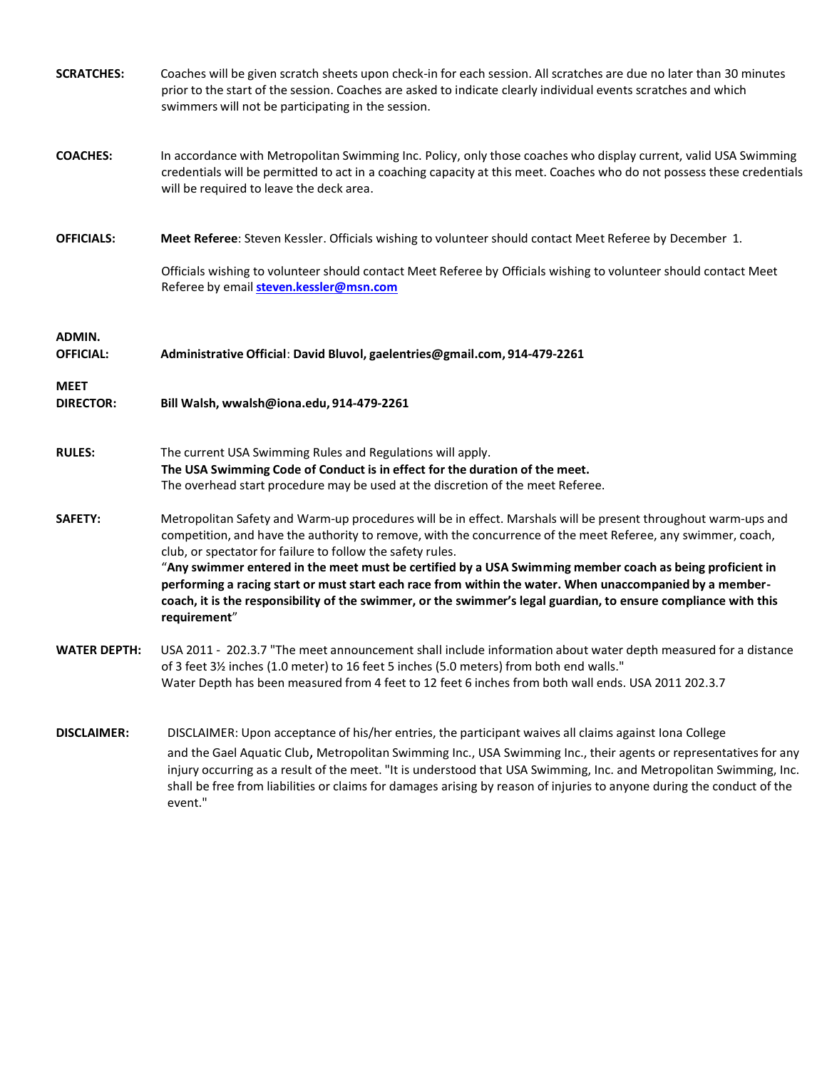**SCRATCHES:** Coaches will be given scratch sheets upon check-in for each session. All scratches are due no later than 30 minutes prior to the start of the session. Coaches are asked to indicate clearly individual events scratches and which swimmers will not be participating in the session.

**COACHES:** In accordance with Metropolitan Swimming Inc. Policy, only those coaches who display current, valid USA Swimming credentials will be permitted to act in a coaching capacity at this meet. Coaches who do not possess these credentials will be required to leave the deck area.

**OFFICIALS:** **Meet Referee**: Steven Kessler. Officials wishing to volunteer should contact Meet Referee by December 1.

Officials wishing to volunteer should contact Meet Referee by Officials wishing to volunteer should contact Meet Referee by email **steven.kessler@msn.com**

**ADMIN. OFFICIAL:** **Administrative Official: David Bluvol, gaelentries@gmail.com, 914-479-2261**

**MEET DIRECTOR:** **Bill Walsh, wwalsh@iona.edu, 914-479-2261**

**RULES:** The current USA Swimming Rules and Regulations will apply.
**The USA Swimming Code of Conduct is in effect for the duration of the meet.**
The overhead start procedure may be used at the discretion of the meet Referee.

**SAFETY:** Metropolitan Safety and Warm-up procedures will be in effect. Marshals will be present throughout warm-ups and competition, and have the authority to remove, with the concurrence of the meet Referee, any swimmer, coach, club, or spectator for failure to follow the safety rules.
"**Any swimmer entered in the meet must be certified by a USA Swimming member coach as being proficient in performing a racing start or must start each race from within the water. When unaccompanied by a member-coach, it is the responsibility of the swimmer, or the swimmer's legal guardian, to ensure compliance with this requirement**"

**WATER DEPTH:** USA 2011 - 202.3.7 "The meet announcement shall include information about water depth measured for a distance of 3 feet 3½ inches (1.0 meter) to 16 feet 5 inches (5.0 meters) from both end walls."
Water Depth has been measured from 4 feet to 12 feet 6 inches from both wall ends. USA 2011 202.3.7

**DISCLAIMER:** DISCLAIMER: Upon acceptance of his/her entries, the participant waives all claims against Iona College and the Gael Aquatic Club, Metropolitan Swimming Inc., USA Swimming Inc., their agents or representatives for any injury occurring as a result of the meet. "It is understood that USA Swimming, Inc. and Metropolitan Swimming, Inc. shall be free from liabilities or claims for damages arising by reason of injuries to anyone during the conduct of the event."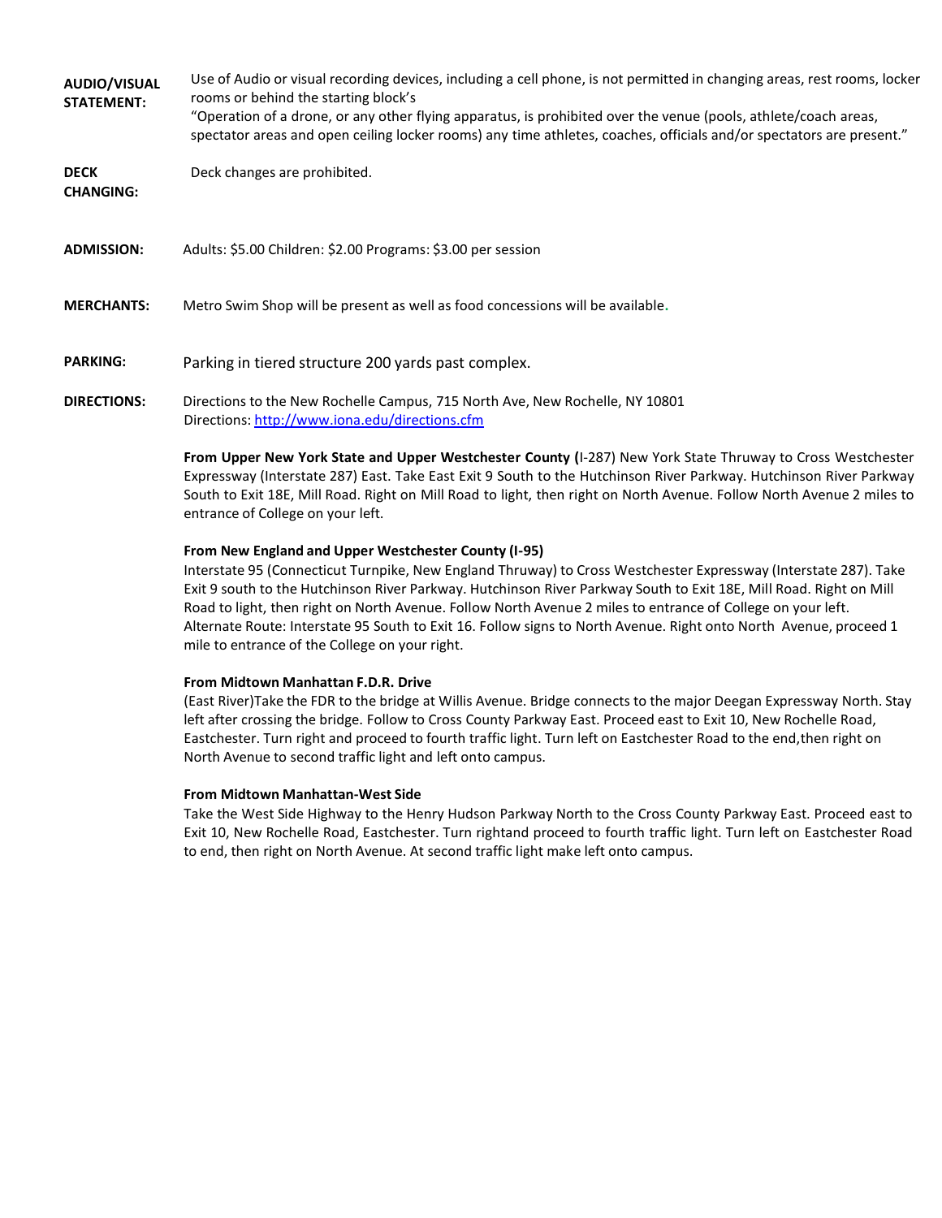**AUDIO/VISUAL STATEMENT:** Use of Audio or visual recording devices, including a cell phone, is not permitted in changing areas, rest rooms, locker rooms or behind the starting block's
"Operation of a drone, or any other flying apparatus, is prohibited over the venue (pools, athlete/coach areas, spectator areas and open ceiling locker rooms) any time athletes, coaches, officials and/or spectators are present."

**DECK CHANGING:** Deck changes are prohibited.

**ADMISSION:** Adults: $5.00 Children: $2.00 Programs: $3.00 per session

**MERCHANTS:** Metro Swim Shop will be present as well as food concessions will be available.

**PARKING:** Parking in tiered structure 200 yards past complex.

**DIRECTIONS:** Directions to the New Rochelle Campus, 715 North Ave, New Rochelle, NY 10801
Directions: [http://www.iona.edu/directions.cfm](http://www.iona.edu/directions.cfm)

**From Upper New York State and Upper Westchester County (**I-287) New York State Thruway to Cross Westchester Expressway (Interstate 287) East. Take East Exit 9 South to the Hutchinson River Parkway. Hutchinson River Parkway South to Exit 18E, Mill Road. Right on Mill Road to light, then right on North Avenue. Follow North Avenue 2 miles to entrance of College on your left.

**From New England and Upper Westchester County (I-95)**
Interstate 95 (Connecticut Turnpike, New England Thruway) to Cross Westchester Expressway (Interstate 287). Take Exit 9 south to the Hutchinson River Parkway. Hutchinson River Parkway South to Exit 18E, Mill Road. Right on Mill Road to light, then right on North Avenue. Follow North Avenue 2 miles to entrance of College on your left.
Alternate Route: Interstate 95 South to Exit 16. Follow signs to North Avenue. Right onto North Avenue, proceed 1 mile to entrance of the College on your right.

**From Midtown Manhattan F.D.R. Drive**
(East River)Take the FDR to the bridge at Willis Avenue. Bridge connects to the major Deegan Expressway North. Stay left after crossing the bridge. Follow to Cross County Parkway East. Proceed east to Exit 10, New Rochelle Road, Eastchester. Turn right and proceed to fourth traffic light. Turn left on Eastchester Road to the end,then right on North Avenue to second traffic light and left onto campus.

**From Midtown Manhattan-West Side**
Take the West Side Highway to the Henry Hudson Parkway North to the Cross County Parkway East. Proceed east to Exit 10, New Rochelle Road, Eastchester. Turn rightand proceed to fourth traffic light. Turn left on Eastchester Road to end, then right on North Avenue. At second traffic light make left onto campus.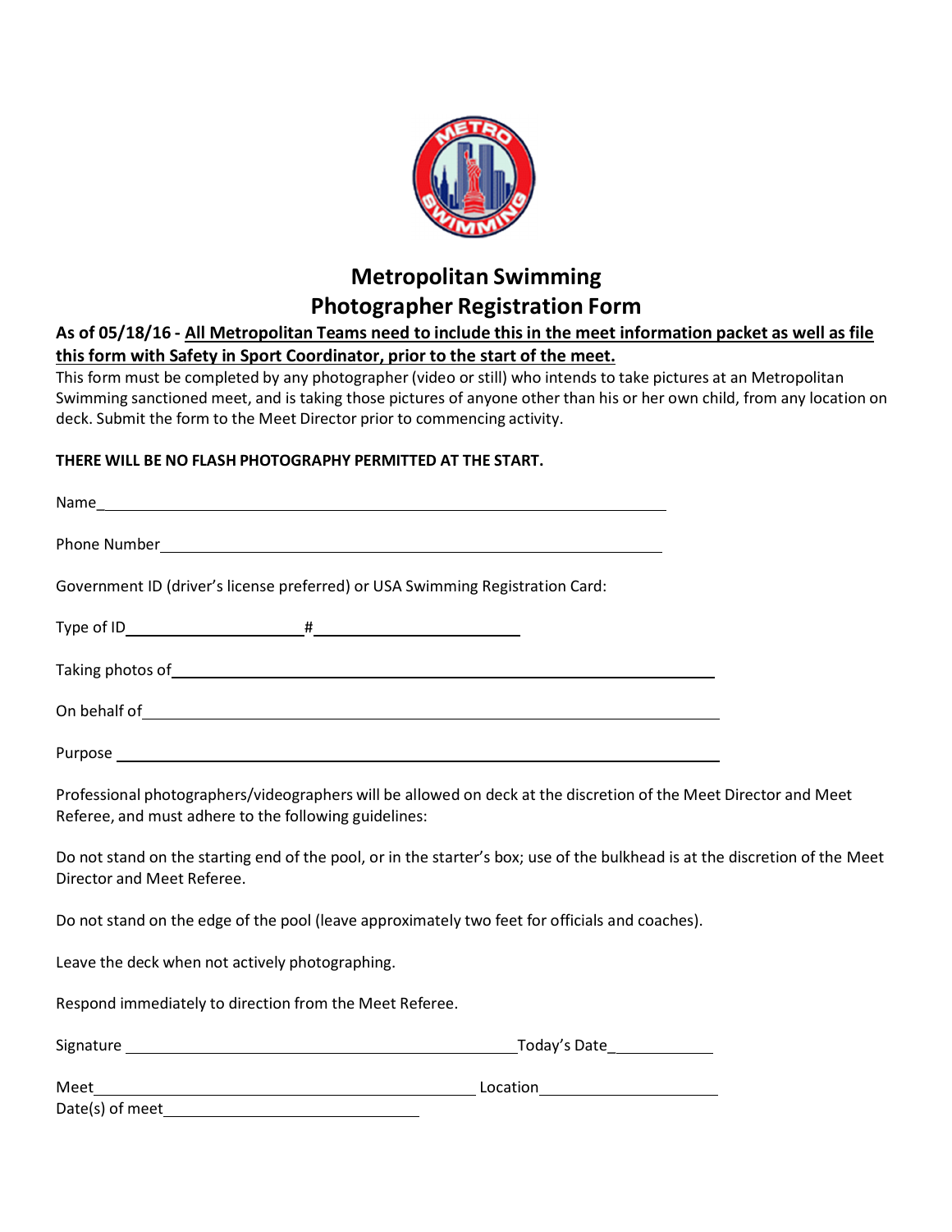# Metropolitan Swimming
# Photographer Registration Form

**As of 05/18/16 - <u>All Metropolitan Teams need to include this in the meet information packet as well as file this form with Safety in Sport Coordinator, prior to the start of the meet.</u>**

This form must be completed by any photographer (video or still) who intends to take pictures at an Metropolitan Swimming sanctioned meet, and is taking those pictures of anyone other than his or her own child, from any location on deck. Submit the form to the Meet Director prior to commencing activity.

**THERE WILL BE NO FLASH PHOTOGRAPHY PERMITTED AT THE START.**

Name_______________________________________________

Phone Number_______________________________________________

Government ID (driver's license preferred) or USA Swimming Registration Card:

Type of ID____________________ #______________________

Taking photos of_______________________________________________

On behalf of_______________________________________________

Purpose _______________________________________________

Professional photographers/videographers will be allowed on deck at the discretion of the Meet Director and Meet Referee, and must adhere to the following guidelines:

Do not stand on the starting end of the pool, or in the starter's box; use of the bulkhead is at the discretion of the Meet Director and Meet Referee.

Do not stand on the edge of the pool (leave approximately two feet for officials and coaches).

Leave the deck when not actively photographing.

Respond immediately to direction from the Meet Referee.

Signature ______________________________________ Today's Date____________

Meet__________________________________________ Location____________________

Date(s) of meet____________________________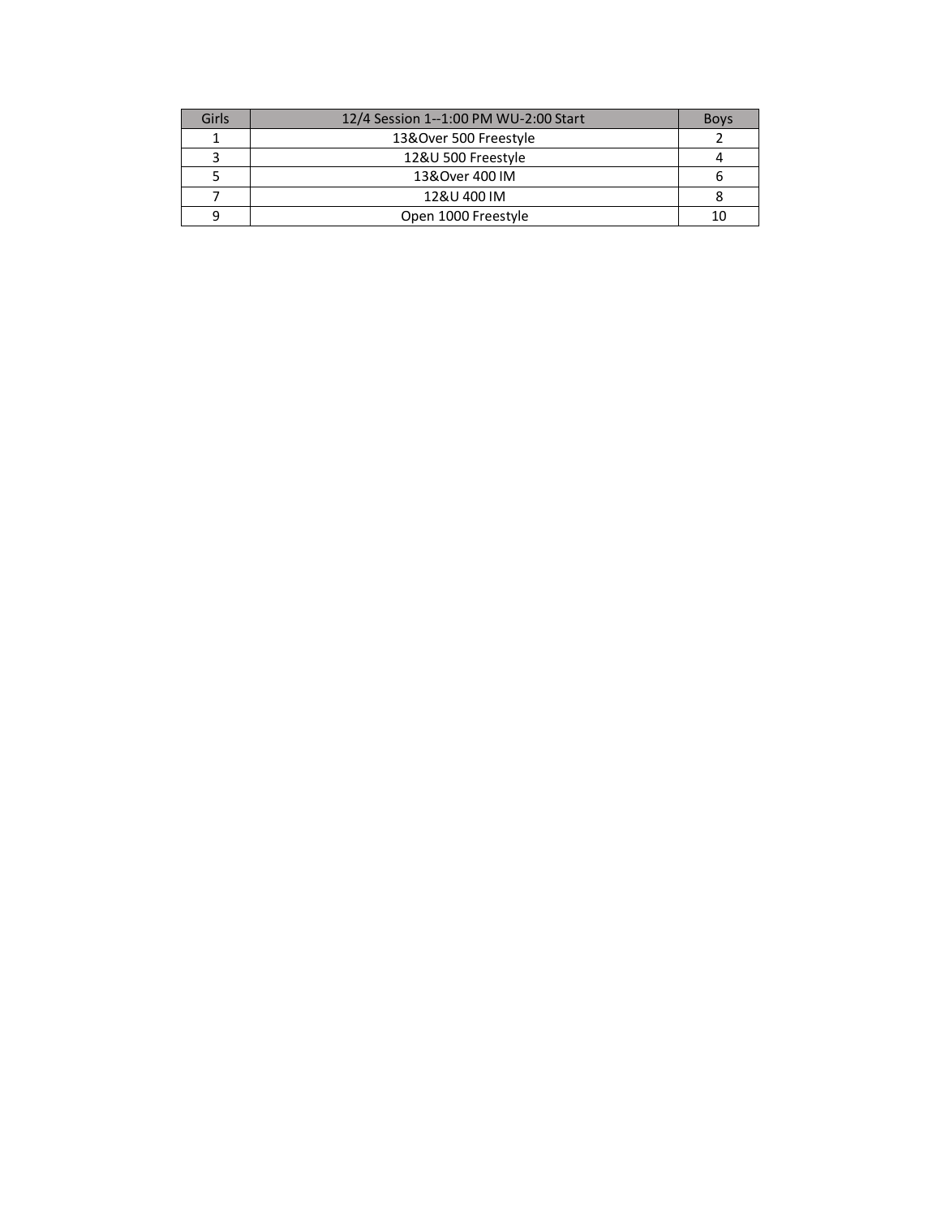| Girls | 12/4 Session 1--1:00 PM WU-2:00 Start | Boys |
|---|---|---|
| 1 | 13&Over 500 Freestyle | 2 |
| 3 | 12&U 500 Freestyle | 4 |
| 5 | 13&Over 400 IM | 6 |
| 7 | 12&U 400 IM | 8 |
| 9 | Open 1000 Freestyle | 10 |